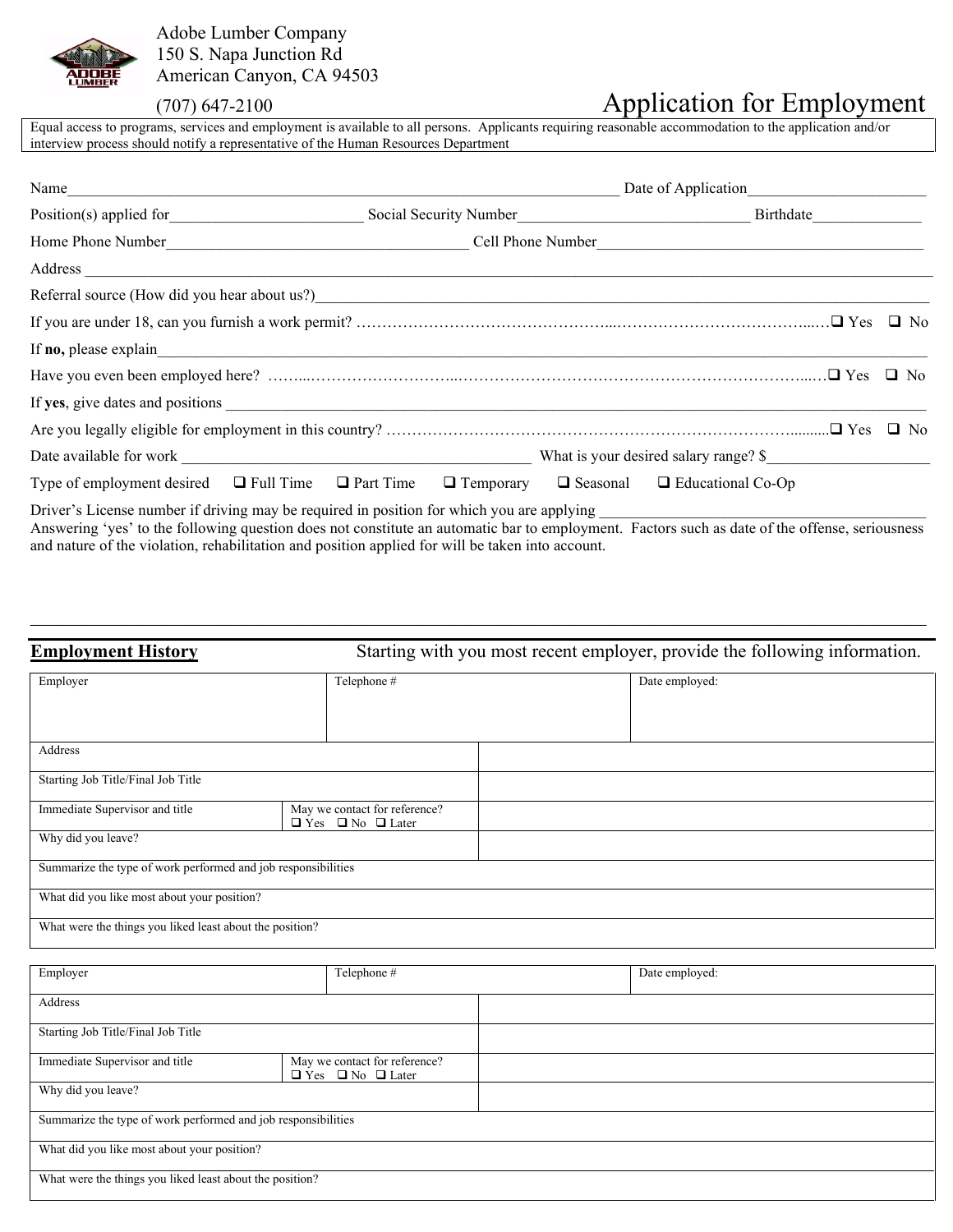Adobe Lumber Company
150 S. Napa Junction Rd
American Canyon, CA 94503
(707) 647-2100

# Application for Employment

Equal access to programs, services and employment is available to all persons. Applicants requiring reasonable accommodation to the application and/or interview process should notify a representative of the Human Resources Department

Name________________________________________ Date of Application______________________

Position(s) applied for________________________ Social Security Number_____________________________ Birthdate______________

Home Phone Number______________________________________ Cell Phone Number___________________________________________

Address ______________________________________________________________________________________________________

Referral source (How did you hear about us?)_____________________________________________________________________________

If you are under 18, can you furnish a work permit? ……………………………………………………………………………… ❑ Yes ❑ No

If **no,** please explain_________________________________________________________________________________________________

Have you even been employed here? …………………………………………………………………………………………… ❑ Yes ❑ No

If **yes**, give dates and positions _____________________________________________________________________________________

Are you legally eligible for employment in this country? ………………………………………………………………………… ❑ Yes ❑ No

Date available for work ____________________________________________ What is your desired salary range? $____________________

Type of employment desired ❑ Full Time ❑ Part Time ❑ Temporary ❑ Seasonal ❑ Educational Co-Op

Driver's License number if driving may be required in position for which you are applying ___________________________________________

Answering 'yes' to the following question does not constitute an automatic bar to employment. Factors such as date of the offense, seriousness and nature of the violation, rehabilitation and position applied for will be taken into account.

______________________________________________________________________________________________________________

## Employment History

Starting with you most recent employer, provide the following information.

| Employer | | Telephone # | Date employed: |
|---|---|---|---|
| Address | | | |
| Starting Job Title/Final Job Title | | | |
| Immediate Supervisor and title | May we contact for reference? ❑ Yes ❑ No ❑ Later | | |
| Why did you leave? | | | |
| Summarize the type of work performed and job responsibilities | | | |
| What did you like most about your position? | | | |
| What were the things you liked least about the position? | | | |

| Employer | | Telephone # | Date employed: |
|---|---|---|---|
| Address | | | |
| Starting Job Title/Final Job Title | | | |
| Immediate Supervisor and title | May we contact for reference? ❑ Yes ❑ No ❑ Later | | |
| Why did you leave? | | | |
| Summarize the type of work performed and job responsibilities | | | |
| What did you like most about your position? | | | |
| What were the things you liked least about the position? | | | |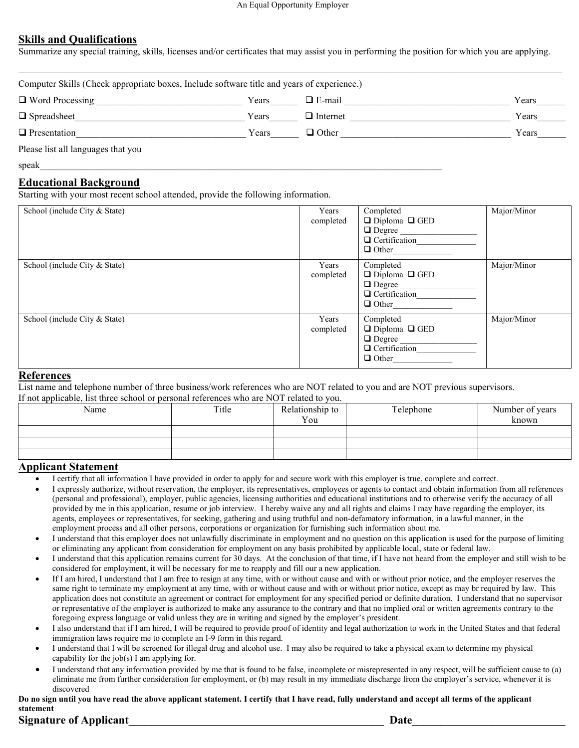An Equal Opportunity Employer

## Skills and Qualifications

Summarize any special training, skills, licenses and/or certificates that may assist you in performing the position for which you are applying.

___________________________________________________________________________________________________________

Computer Skills (Check appropriate boxes, Include software title and years of experience.)

❑ Word Processing ______________________________ Years______ ❑ E-mail ___________________________________ Years______

❑ Spreadsheet__________________________________ Years______ ❑ Internet _________________________________ Years______

❑ Presentation__________________________________ Years______ ❑ Other ___________________________________ Years______

Please list all languages that you

speak_____________________________________________________________________________________

## Educational Background

Starting with your most recent school attended, provide the following information.

| School (include City & State) | Years completed | Completed | Major/Minor |
|---|---|---|---|
| | | ❑ Diploma ❑ GED<br>❑ Degree _________________<br>❑ Certification_____________<br>❑ Other_____________ | |
| School (include City & State) | Years completed | Completed<br>❑ Diploma ❑ GED<br>❑ Degree _________________<br>❑ Certification_____________<br>❑ Other_____________ | Major/Minor |
| School (include City & State) | Years completed | Completed<br>❑ Diploma ❑ GED<br>❑ Degree _________________<br>❑ Certification_____________<br>❑ Other_____________ | Major/Minor |

## References

List name and telephone number of three business/work references who are NOT related to you and are NOT previous supervisors.
If not applicable, list three school or personal references who are NOT related to you.

| Name | Title | Relationship to You | Telephone | Number of years known |
|---|---|---|---|---|
| | | | | |
| | | | | |
| | | | | |

## Applicant Statement

- I certify that all information I have provided in order to apply for and secure work with this employer is true, complete and correct.
- I expressly authorize, without reservation, the employer, its representatives, employees or agents to contact and obtain information from all references (personal and professional), employer, public agencies, licensing authorities and educational institutions and to otherwise verify the accuracy of all provided by me in this application, resume or job interview. I hereby waive any and all rights and claims I may have regarding the employer, its agents, employees or representatives, for seeking, gathering and using truthful and non-defamatory information, in a lawful manner, in the employment process and all other persons, corporations or organization for furnishing such information about me.
- I understand that this employer does not unlawfully discriminate in employment and no question on this application is used for the purpose of limiting or eliminating any applicant from consideration for employment on any basis prohibited by applicable local, state or federal law.
- I understand that this application remains current for 30 days. At the conclusion of that time, if I have not heard from the employer and still wish to be considered for employment, it will be necessary for me to reapply and fill our a new application.
- If I am hired, I understand that I am free to resign at any time, with or without cause and with or without prior notice, and the employer reserves the same right to terminate my employment at any time, with or without cause and with or without prior notice, except as may br required by law. This application does not constitute an agreement or contract for employment for any specified period or definite duration. I understand that no supervisor or representative of the employer is authorized to make any assurance to the contrary and that no implied oral or written agreements contrary to the foregoing express language or valid unless they are in writing and signed by the employer's president.
- I also understand that if I am hired, I will be required to provide proof of identity and legal authorization to work in the United States and that federal immigration laws require me to complete an I-9 form in this regard.
- I understand that I will be screened for illegal drug and alcohol use. I may also be required to take a physical exam to determine my physical capability for the job(s) I am applying for.
- I understand that any information provided by me that is found to be false, incomplete or misrepresented in any respect, will be sufficient cause to (a) eliminate me from further consideration for employment, or (b) may result in my immediate discharge from the employer's service, whenever it is discovered

**Do no sign until you have read the above applicant statement. I certify that I have read, fully understand and accept all terms of the applicant statement**

**Signature of Applicant**______________________________________________ **Date**___________________________